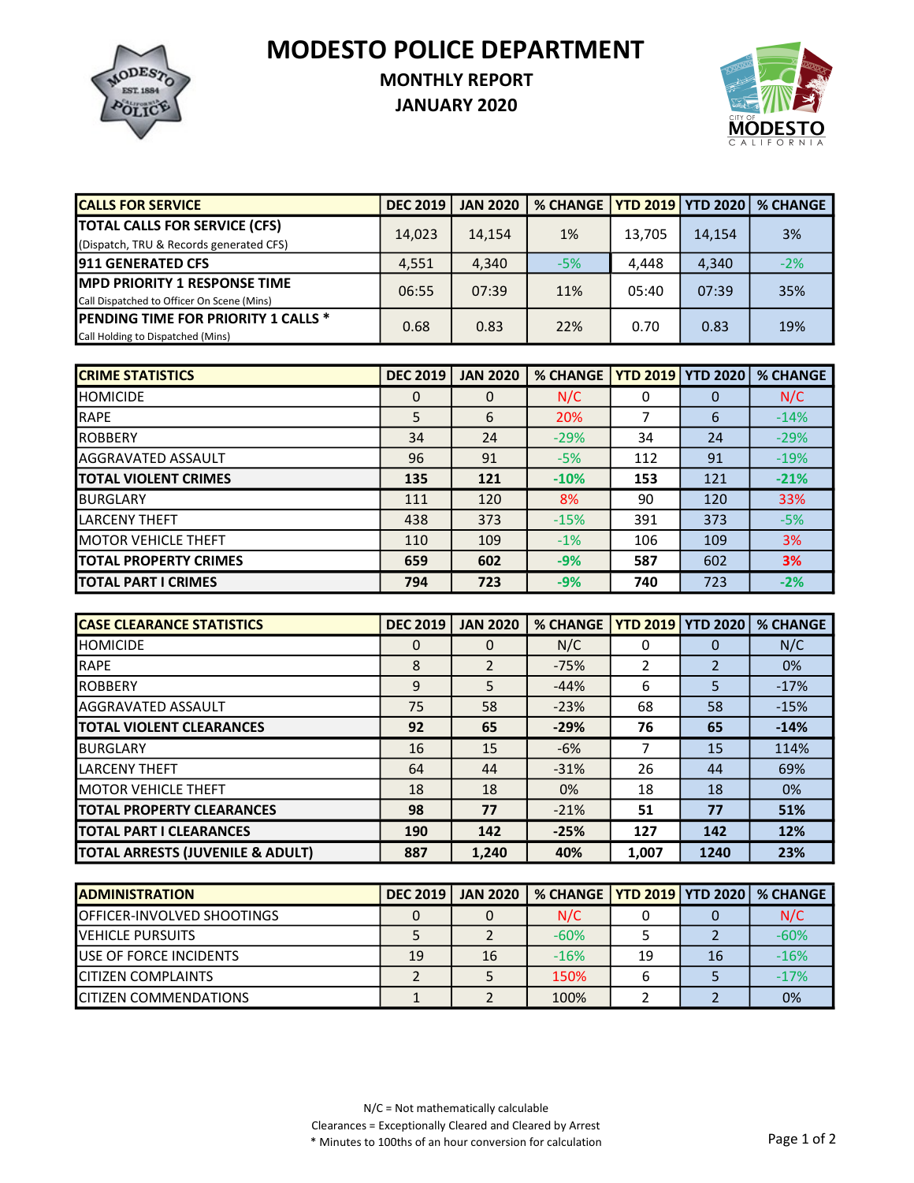# MODESTO POLICE DEPARTMENT

## MONTHLY REPORT

## JANUARY 2020

| CALLS FOR SERVICE | DEC 2019 | JAN 2020 | % CHANGE | YTD 2019 | YTD 2020 | % CHANGE |
|---|---|---|---|---|---|---|
| **TOTAL CALLS FOR SERVICE (CFS)** (Dispatch, TRU & Records generated CFS) | 14,023 | 14,154 | 1% | 13,705 | 14,154 | 3% |
| **911 GENERATED CFS** | 4,551 | 4,340 | -5% | 4,448 | 4,340 | -2% |
| **MPD PRIORITY 1 RESPONSE TIME** Call Dispatched to Officer On Scene (Mins) | 06:55 | 07:39 | 11% | 05:40 | 07:39 | 35% |
| **PENDING TIME FOR PRIORITY 1 CALLS *** Call Holding to Dispatched (Mins) | 0.68 | 0.83 | 22% | 0.70 | 0.83 | 19% |

| CRIME STATISTICS | DEC 2019 | JAN 2020 | % CHANGE | YTD 2019 | YTD 2020 | % CHANGE |
|---|---|---|---|---|---|---|
| HOMICIDE | 0 | 0 | N/C | 0 | 0 | N/C |
| RAPE | 5 | 6 | 20% | 7 | 6 | -14% |
| ROBBERY | 34 | 24 | -29% | 34 | 24 | -29% |
| AGGRAVATED ASSAULT | 96 | 91 | -5% | 112 | 91 | -19% |
| **TOTAL VIOLENT CRIMES** | **135** | **121** | **-10%** | **153** | **121** | **-21%** |
| BURGLARY | 111 | 120 | 8% | 90 | 120 | 33% |
| LARCENY THEFT | 438 | 373 | -15% | 391 | 373 | -5% |
| MOTOR VEHICLE THEFT | 110 | 109 | -1% | 106 | 109 | 3% |
| **TOTAL PROPERTY CRIMES** | **659** | **602** | **-9%** | **587** | **602** | **3%** |
| **TOTAL PART I CRIMES** | **794** | **723** | **-9%** | **740** | **723** | **-2%** |

| CASE CLEARANCE STATISTICS | DEC 2019 | JAN 2020 | % CHANGE | YTD 2019 | YTD 2020 | % CHANGE |
|---|---|---|---|---|---|---|
| HOMICIDE | 0 | 0 | N/C | 0 | 0 | N/C |
| RAPE | 8 | 2 | -75% | 2 | 2 | 0% |
| ROBBERY | 9 | 5 | -44% | 6 | 5 | -17% |
| AGGRAVATED ASSAULT | 75 | 58 | -23% | 68 | 58 | -15% |
| **TOTAL VIOLENT CLEARANCES** | **92** | **65** | **-29%** | **76** | **65** | **-14%** |
| BURGLARY | 16 | 15 | -6% | 7 | 15 | 114% |
| LARCENY THEFT | 64 | 44 | -31% | 26 | 44 | 69% |
| MOTOR VEHICLE THEFT | 18 | 18 | 0% | 18 | 18 | 0% |
| **TOTAL PROPERTY CLEARANCES** | **98** | **77** | -21% | **51** | **77** | **51%** |
| **TOTAL PART I CLEARANCES** | **190** | **142** | **-25%** | **127** | **142** | **12%** |
| **TOTAL ARRESTS (JUVENILE & ADULT)** | **887** | **1,240** | **40%** | **1,007** | **1240** | **23%** |

| ADMINISTRATION | DEC 2019 | JAN 2020 | % CHANGE | YTD 2019 | YTD 2020 | % CHANGE |
|---|---|---|---|---|---|---|
| OFFICER-INVOLVED SHOOTINGS | 0 | 0 | N/C | 0 | 0 | N/C |
| VEHICLE PURSUITS | 5 | 2 | -60% | 5 | 2 | -60% |
| USE OF FORCE INCIDENTS | 19 | 16 | -16% | 19 | 16 | -16% |
| CITIZEN COMPLAINTS | 2 | 5 | 150% | 6 | 5 | -17% |
| CITIZEN COMMENDATIONS | 1 | 2 | 100% | 2 | 2 | 0% |

N/C = Not mathematically calculable
Clearances = Exceptionally Cleared and Cleared by Arrest
* Minutes to 100ths of an hour conversion for calculation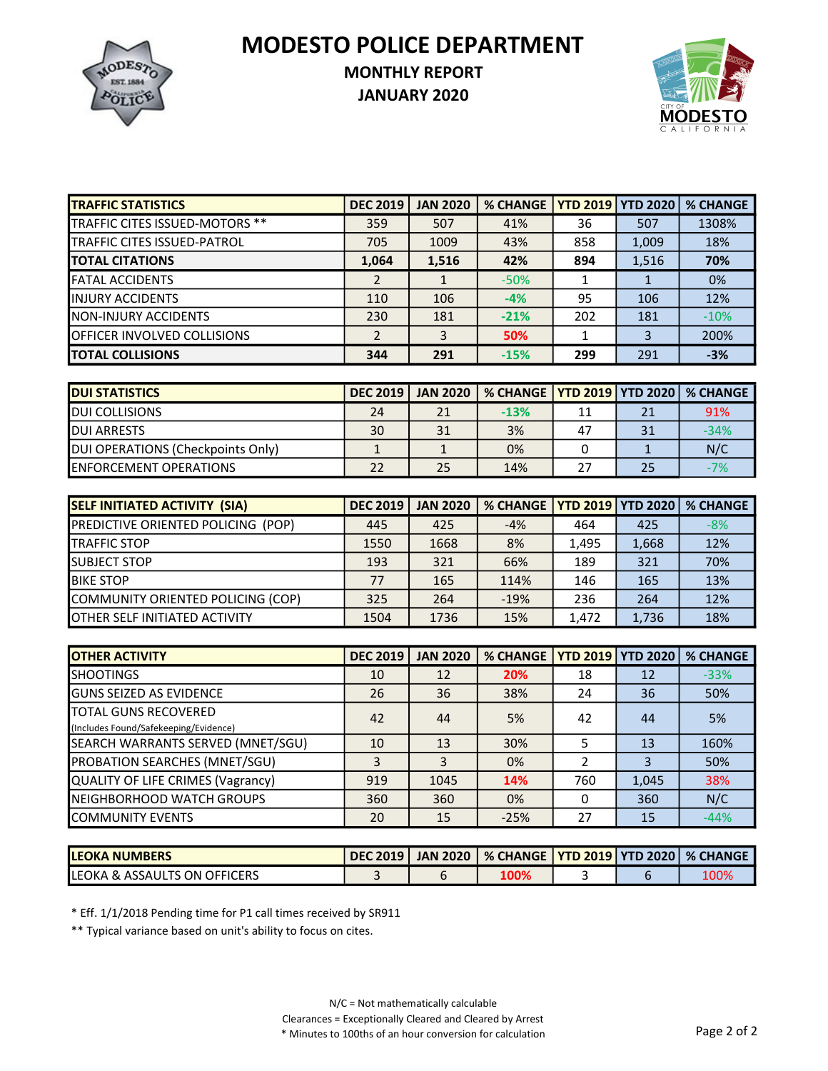# MODESTO POLICE DEPARTMENT

## MONTHLY REPORT

## JANUARY 2020

| TRAFFIC STATISTICS | DEC 2019 | JAN 2020 | % CHANGE | YTD 2019 | YTD 2020 | % CHANGE |
|---|---|---|---|---|---|---|
| TRAFFIC CITES ISSUED-MOTORS ** | 359 | 507 | 41% | 36 | 507 | 1308% |
| TRAFFIC CITES ISSUED-PATROL | 705 | 1009 | 43% | 858 | 1,009 | 18% |
| **TOTAL CITATIONS** | **1,064** | **1,516** | **42%** | **894** | 1,516 | **70%** |
| FATAL ACCIDENTS | 2 | 1 | -50% | 1 | 1 | 0% |
| INJURY ACCIDENTS | 110 | 106 | -4% | 95 | 106 | 12% |
| NON-INJURY ACCIDENTS | 230 | 181 | -21% | 202 | 181 | -10% |
| OFFICER INVOLVED COLLISIONS | 2 | 3 | 50% | 1 | 3 | 200% |
| **TOTAL COLLISIONS** | **344** | **291** | **-15%** | **299** | 291 | **-3%** |

| DUI STATISTICS | DEC 2019 | JAN 2020 | % CHANGE | YTD 2019 | YTD 2020 | % CHANGE |
|---|---|---|---|---|---|---|
| DUI COLLISIONS | 24 | 21 | -13% | 11 | 21 | 91% |
| DUI ARRESTS | 30 | 31 | 3% | 47 | 31 | -34% |
| DUI OPERATIONS (Checkpoints Only) | 1 | 1 | 0% | 0 | 1 | N/C |
| ENFORCEMENT OPERATIONS | 22 | 25 | 14% | 27 | 25 | -7% |

| SELF INITIATED ACTIVITY (SIA) | DEC 2019 | JAN 2020 | % CHANGE | YTD 2019 | YTD 2020 | % CHANGE |
|---|---|---|---|---|---|---|
| PREDICTIVE ORIENTED POLICING (POP) | 445 | 425 | -4% | 464 | 425 | -8% |
| TRAFFIC STOP | 1550 | 1668 | 8% | 1,495 | 1,668 | 12% |
| SUBJECT STOP | 193 | 321 | 66% | 189 | 321 | 70% |
| BIKE STOP | 77 | 165 | 114% | 146 | 165 | 13% |
| COMMUNITY ORIENTED POLICING (COP) | 325 | 264 | -19% | 236 | 264 | 12% |
| OTHER SELF INITIATED ACTIVITY | 1504 | 1736 | 15% | 1,472 | 1,736 | 18% |

| OTHER ACTIVITY | DEC 2019 | JAN 2020 | % CHANGE | YTD 2019 | YTD 2020 | % CHANGE |
|---|---|---|---|---|---|---|
| SHOOTINGS | 10 | 12 | 20% | 18 | 12 | -33% |
| GUNS SEIZED AS EVIDENCE | 26 | 36 | 38% | 24 | 36 | 50% |
| TOTAL GUNS RECOVERED (Includes Found/Safekeeping/Evidence) | 42 | 44 | 5% | 42 | 44 | 5% |
| SEARCH WARRANTS SERVED (MNET/SGU) | 10 | 13 | 30% | 5 | 13 | 160% |
| PROBATION SEARCHES (MNET/SGU) | 3 | 3 | 0% | 2 | 3 | 50% |
| QUALITY OF LIFE CRIMES (Vagrancy) | 919 | 1045 | 14% | 760 | 1,045 | 38% |
| NEIGHBORHOOD WATCH GROUPS | 360 | 360 | 0% | 0 | 360 | N/C |
| COMMUNITY EVENTS | 20 | 15 | -25% | 27 | 15 | -44% |

| LEOKA NUMBERS | DEC 2019 | JAN 2020 | % CHANGE | YTD 2019 | YTD 2020 | % CHANGE |
|---|---|---|---|---|---|---|
| LEOKA & ASSAULTS ON OFFICERS | 3 | 6 | 100% | 3 | 6 | 100% |

* Eff. 1/1/2018 Pending time for P1 call times received by SR911

** Typical variance based on unit's ability to focus on cites.

N/C = Not mathematically calculable

Clearances = Exceptionally Cleared and Cleared by Arrest

* Minutes to 100ths of an hour conversion for calculation